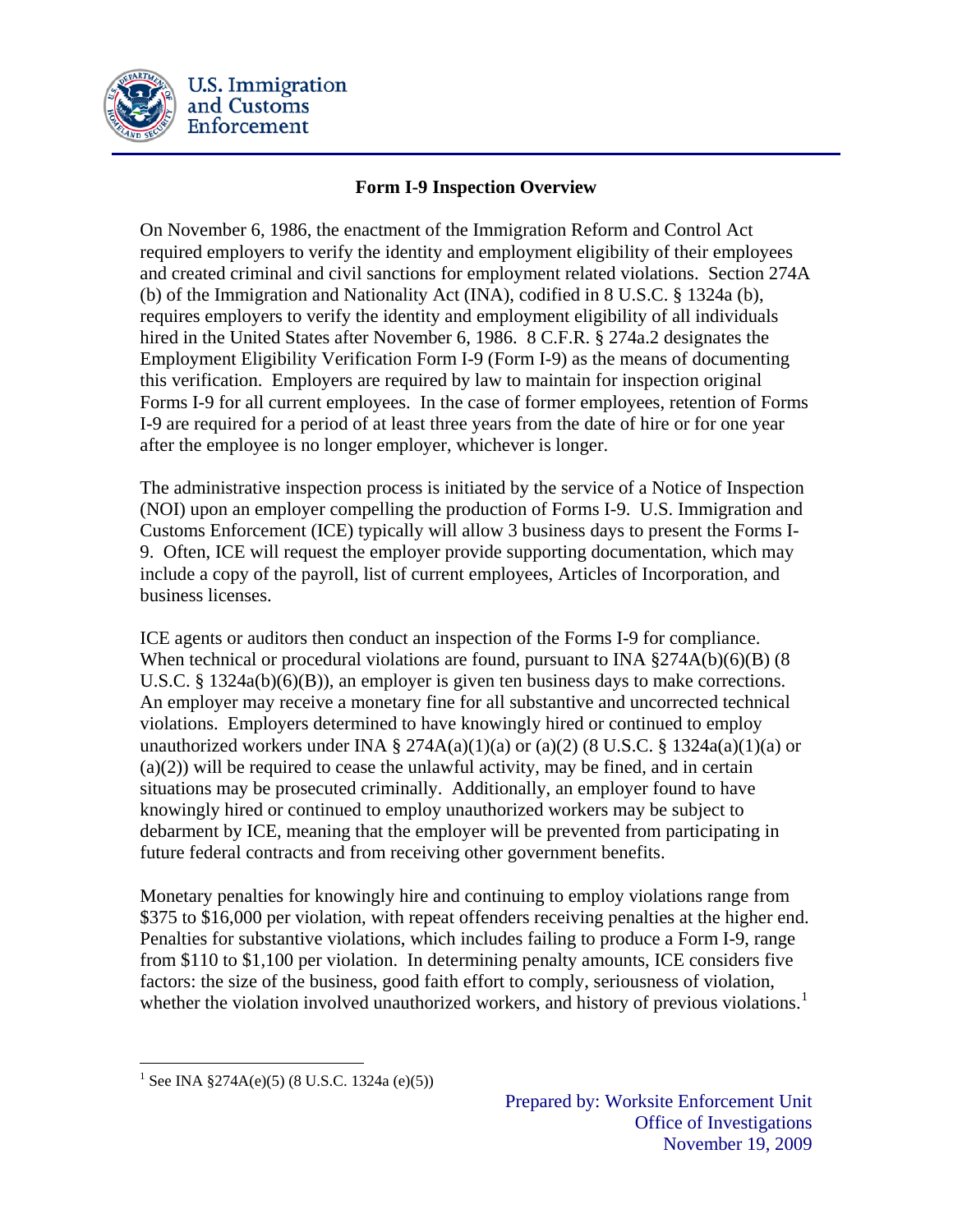U.S. Immigration and Customs Enforcement

# Form I-9 Inspection Overview

On November 6, 1986, the enactment of the Immigration Reform and Control Act required employers to verify the identity and employment eligibility of their employees and created criminal and civil sanctions for employment related violations. Section 274A (b) of the Immigration and Nationality Act (INA), codified in 8 U.S.C. § 1324a (b), requires employers to verify the identity and employment eligibility of all individuals hired in the United States after November 6, 1986. 8 C.F.R. § 274a.2 designates the Employment Eligibility Verification Form I-9 (Form I-9) as the means of documenting this verification. Employers are required by law to maintain for inspection original Forms I-9 for all current employees. In the case of former employees, retention of Forms I-9 are required for a period of at least three years from the date of hire or for one year after the employee is no longer employer, whichever is longer.

The administrative inspection process is initiated by the service of a Notice of Inspection (NOI) upon an employer compelling the production of Forms I-9. U.S. Immigration and Customs Enforcement (ICE) typically will allow 3 business days to present the Forms I-9. Often, ICE will request the employer provide supporting documentation, which may include a copy of the payroll, list of current employees, Articles of Incorporation, and business licenses.

ICE agents or auditors then conduct an inspection of the Forms I-9 for compliance. When technical or procedural violations are found, pursuant to INA §274A(b)(6)(B) (8 U.S.C. § 1324a(b)(6)(B)), an employer is given ten business days to make corrections. An employer may receive a monetary fine for all substantive and uncorrected technical violations. Employers determined to have knowingly hired or continued to employ unauthorized workers under INA § 274A(a)(1)(a) or (a)(2) (8 U.S.C. § 1324a(a)(1)(a) or (a)(2)) will be required to cease the unlawful activity, may be fined, and in certain situations may be prosecuted criminally. Additionally, an employer found to have knowingly hired or continued to employ unauthorized workers may be subject to debarment by ICE, meaning that the employer will be prevented from participating in future federal contracts and from receiving other government benefits.

Monetary penalties for knowingly hire and continuing to employ violations range from \$375 to \$16,000 per violation, with repeat offenders receiving penalties at the higher end. Penalties for substantive violations, which includes failing to produce a Form I-9, range from \$110 to \$1,100 per violation. In determining penalty amounts, ICE considers five factors: the size of the business, good faith effort to comply, seriousness of violation, whether the violation involved unauthorized workers, and history of previous violations.[1]

[1] See INA §274A(e)(5) (8 U.S.C. 1324a (e)(5))

Prepared by: Worksite Enforcement Unit
Office of Investigations
November 19, 2009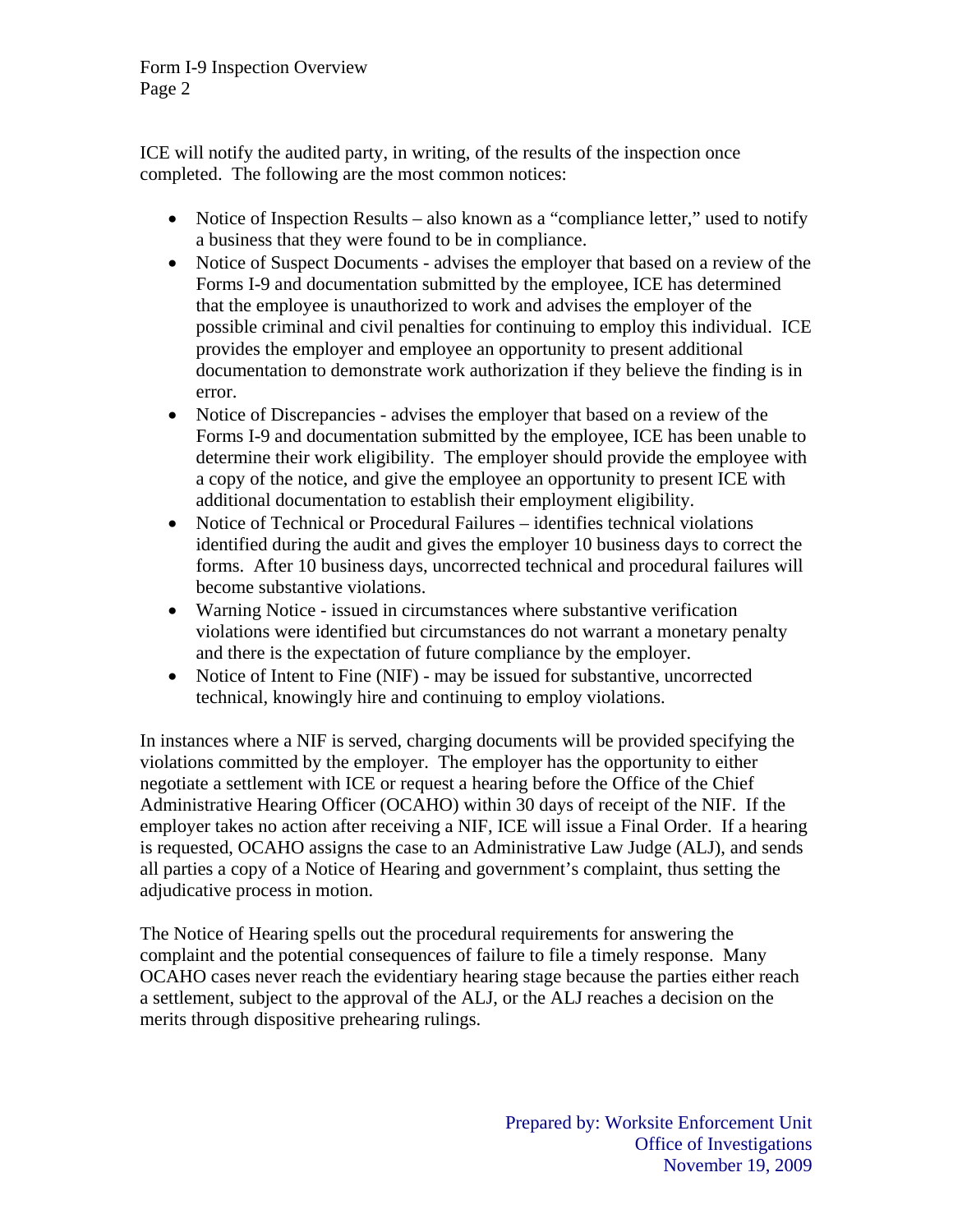ICE will notify the audited party, in writing, of the results of the inspection once completed. The following are the most common notices:

- Notice of Inspection Results – also known as a "compliance letter," used to notify a business that they were found to be in compliance.
- Notice of Suspect Documents - advises the employer that based on a review of the Forms I-9 and documentation submitted by the employee, ICE has determined that the employee is unauthorized to work and advises the employer of the possible criminal and civil penalties for continuing to employ this individual. ICE provides the employer and employee an opportunity to present additional documentation to demonstrate work authorization if they believe the finding is in error.
- Notice of Discrepancies - advises the employer that based on a review of the Forms I-9 and documentation submitted by the employee, ICE has been unable to determine their work eligibility. The employer should provide the employee with a copy of the notice, and give the employee an opportunity to present ICE with additional documentation to establish their employment eligibility.
- Notice of Technical or Procedural Failures – identifies technical violations identified during the audit and gives the employer 10 business days to correct the forms. After 10 business days, uncorrected technical and procedural failures will become substantive violations.
- Warning Notice - issued in circumstances where substantive verification violations were identified but circumstances do not warrant a monetary penalty and there is the expectation of future compliance by the employer.
- Notice of Intent to Fine (NIF) - may be issued for substantive, uncorrected technical, knowingly hire and continuing to employ violations.

In instances where a NIF is served, charging documents will be provided specifying the violations committed by the employer. The employer has the opportunity to either negotiate a settlement with ICE or request a hearing before the Office of the Chief Administrative Hearing Officer (OCAHO) within 30 days of receipt of the NIF. If the employer takes no action after receiving a NIF, ICE will issue a Final Order. If a hearing is requested, OCAHO assigns the case to an Administrative Law Judge (ALJ), and sends all parties a copy of a Notice of Hearing and government's complaint, thus setting the adjudicative process in motion.

The Notice of Hearing spells out the procedural requirements for answering the complaint and the potential consequences of failure to file a timely response. Many OCAHO cases never reach the evidentiary hearing stage because the parties either reach a settlement, subject to the approval of the ALJ, or the ALJ reaches a decision on the merits through dispositive prehearing rulings.

Prepared by: Worksite Enforcement Unit
Office of Investigations
November 19, 2009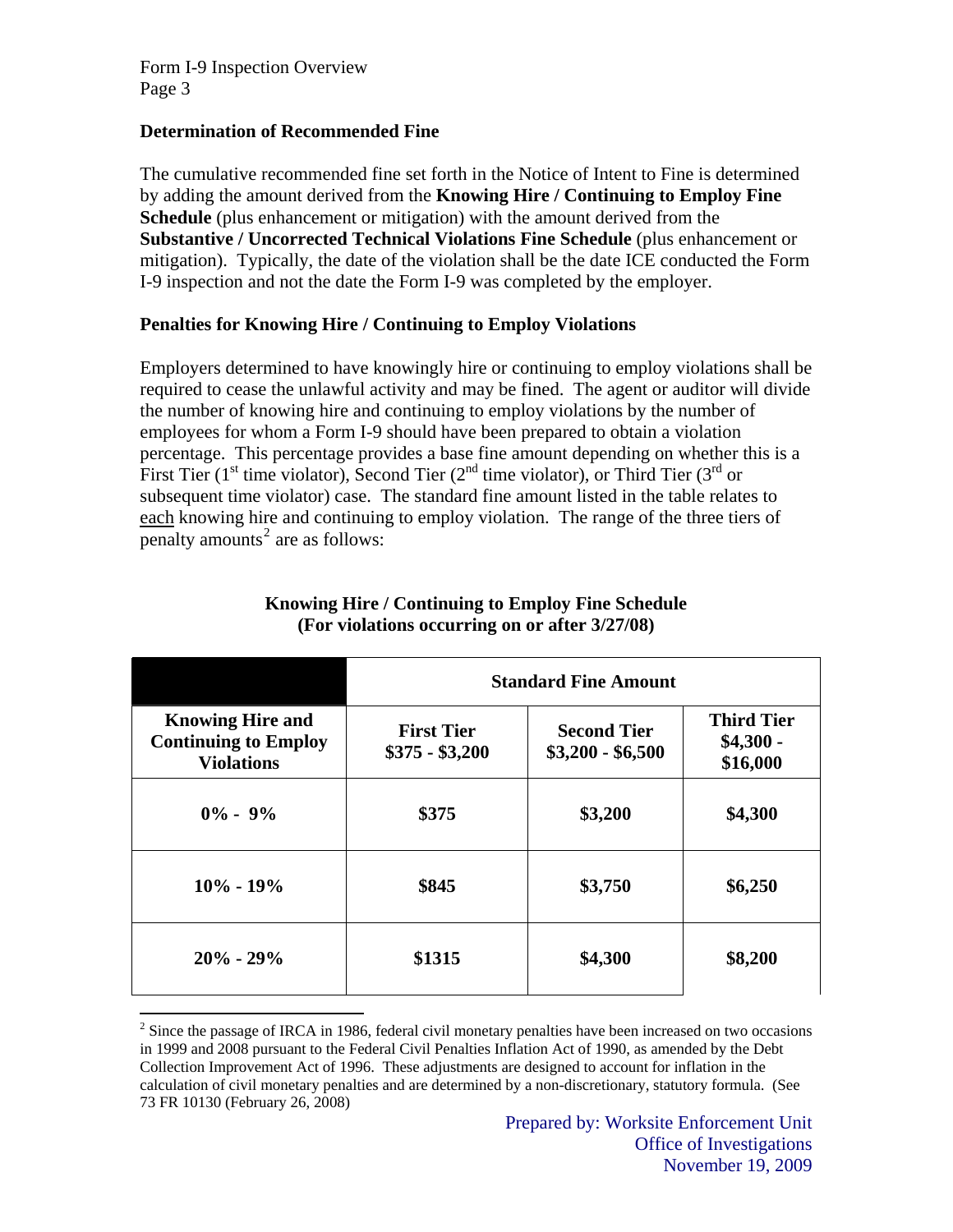### Determination of Recommended Fine

The cumulative recommended fine set forth in the Notice of Intent to Fine is determined by adding the amount derived from the **Knowing Hire / Continuing to Employ Fine Schedule** (plus enhancement or mitigation) with the amount derived from the **Substantive / Uncorrected Technical Violations Fine Schedule** (plus enhancement or mitigation). Typically, the date of the violation shall be the date ICE conducted the Form I-9 inspection and not the date the Form I-9 was completed by the employer.

### Penalties for Knowing Hire / Continuing to Employ Violations

Employers determined to have knowingly hire or continuing to employ violations shall be required to cease the unlawful activity and may be fined. The agent or auditor will divide the number of knowing hire and continuing to employ violations by the number of employees for whom a Form I-9 should have been prepared to obtain a violation percentage. This percentage provides a base fine amount depending on whether this is a First Tier (1st time violator), Second Tier (2nd time violator), or Third Tier (3rd or subsequent time violator) case. The standard fine amount listed in the table relates to each knowing hire and continuing to employ violation. The range of the three tiers of penalty amounts[2] are as follows:

**Knowing Hire / Continuing to Employ Fine Schedule**
**(For violations occurring on or after 3/27/08)**

| | **Standard Fine Amount** | | |
|---|---|---|---|
| **Knowing Hire and Continuing to Employ Violations** | **First Tier $375 - $3,200** | **Second Tier $3,200 - $6,500** | **Third Tier $4,300 - $16,000** |
| **0% - 9%** | **$375** | **$3,200** | **$4,300** |
| **10% - 19%** | **$845** | **$3,750** | **$6,250** |
| **20% - 29%** | **$1315** | **$4,300** | **$8,200** |

[2] Since the passage of IRCA in 1986, federal civil monetary penalties have been increased on two occasions in 1999 and 2008 pursuant to the Federal Civil Penalties Inflation Act of 1990, as amended by the Debt Collection Improvement Act of 1996. These adjustments are designed to account for inflation in the calculation of civil monetary penalties and are determined by a non-discretionary, statutory formula. (See 73 FR 10130 (February 26, 2008)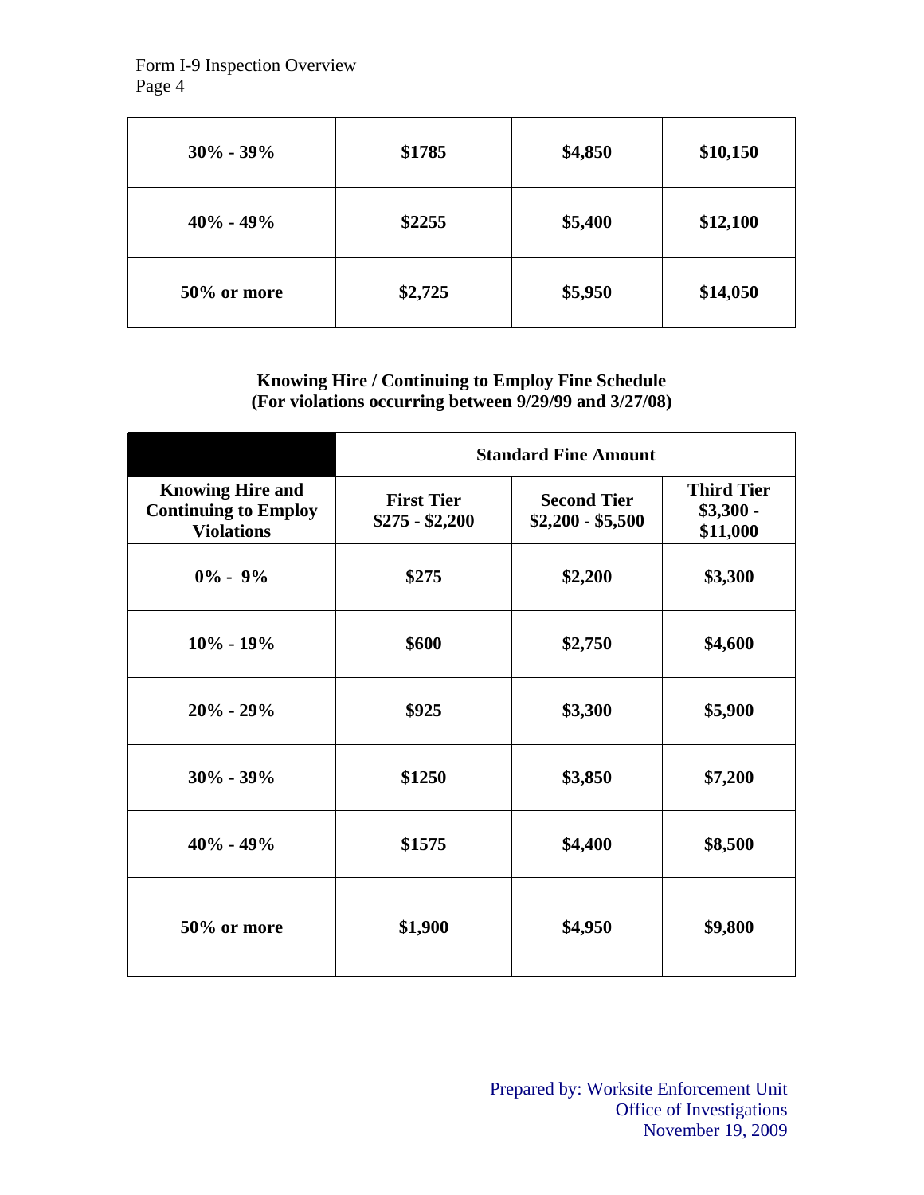| | | | |
|---|---|---|---|
| 30% - 39% | $1785 | $4,850 | $10,150 |
| 40% - 49% | $2255 | $5,400 | $12,100 |
| 50% or more | $2,725 | $5,950 | $14,050 |

**Knowing Hire / Continuing to Employ Fine Schedule**
**(For violations occurring between 9/29/99 and 3/27/08)**

| | Standard Fine Amount | | |
|---|---|---|---|
| **Knowing Hire and Continuing to Employ Violations** | **First Tier $275 - $2,200** | **Second Tier $2,200 - $5,500** | **Third Tier $3,300 - $11,000** |
| 0% - 9% | $275 | $2,200 | $3,300 |
| 10% - 19% | $600 | $2,750 | $4,600 |
| 20% - 29% | $925 | $3,300 | $5,900 |
| 30% - 39% | $1250 | $3,850 | $7,200 |
| 40% - 49% | $1575 | $4,400 | $8,500 |
| 50% or more | $1,900 | $4,950 | $9,800 |

Prepared by: Worksite Enforcement Unit
Office of Investigations
November 19, 2009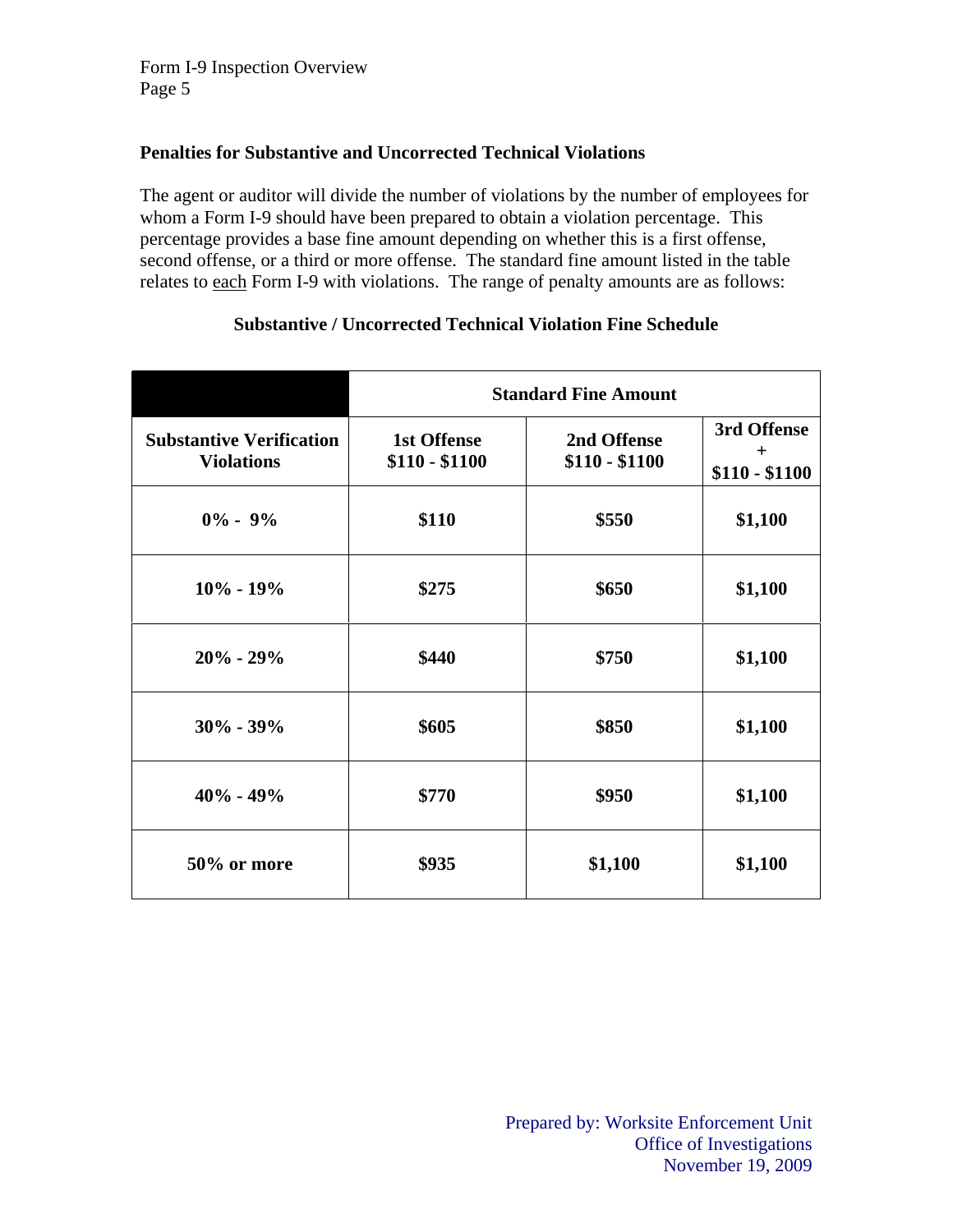**Penalties for Substantive and Uncorrected Technical Violations**

The agent or auditor will divide the number of violations by the number of employees for whom a Form I-9 should have been prepared to obtain a violation percentage. This percentage provides a base fine amount depending on whether this is a first offense, second offense, or a third or more offense. The standard fine amount listed in the table relates to each Form I-9 with violations. The range of penalty amounts are as follows:

**Substantive / Uncorrected Technical Violation Fine Schedule**

| | **Standard Fine Amount** | | |
|---|---|---|---|
| **Substantive Verification Violations** | **1st Offense $110 - $1100** | **2nd Offense $110 - $1100** | **3rd Offense + $110 - $1100** |
| **0% - 9%** | **$110** | **$550** | **$1,100** |
| **10% - 19%** | **$275** | **$650** | **$1,100** |
| **20% - 29%** | **$440** | **$750** | **$1,100** |
| **30% - 39%** | **$605** | **$850** | **$1,100** |
| **40% - 49%** | **$770** | **$950** | **$1,100** |
| **50% or more** | **$935** | **$1,100** | **$1,100** |

Prepared by: Worksite Enforcement Unit
Office of Investigations
November 19, 2009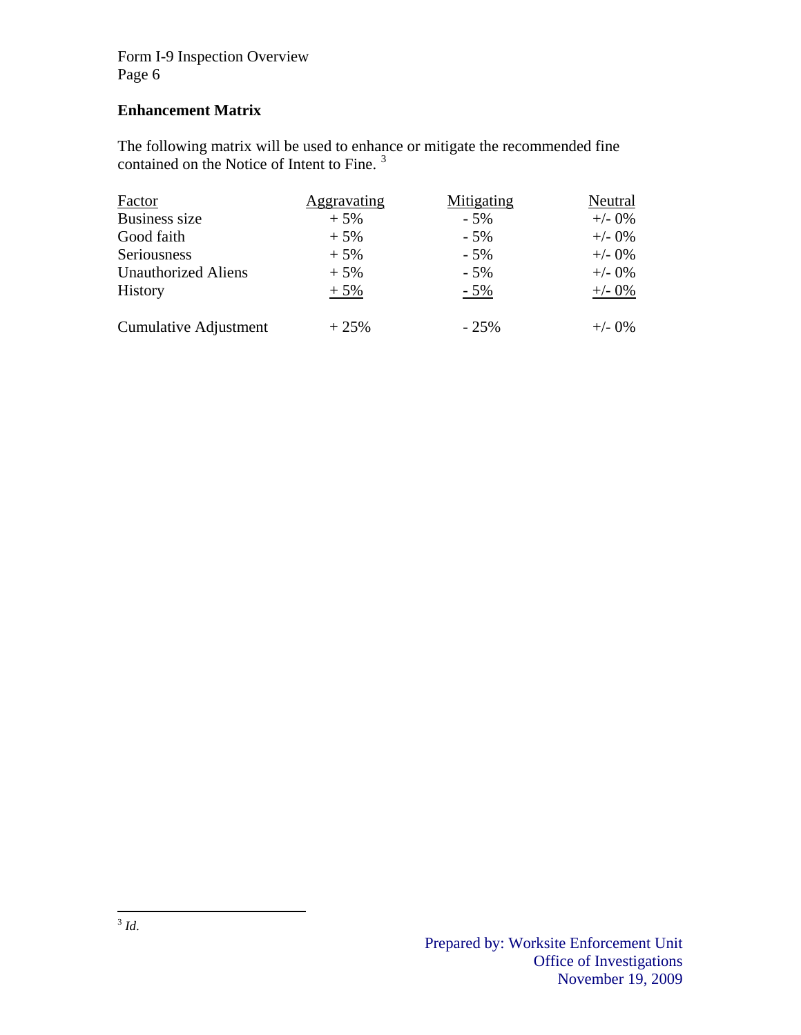## Enhancement Matrix

The following matrix will be used to enhance or mitigate the recommended fine contained on the Notice of Intent to Fine. [3]

| Factor | Aggravating | Mitigating | Neutral |
|---|---|---|---|
| Business size | + 5% | - 5% | +/- 0% |
| Good faith | + 5% | - 5% | +/- 0% |
| Seriousness | + 5% | - 5% | +/- 0% |
| Unauthorized Aliens | + 5% | - 5% | +/- 0% |
| History | + 5% | - 5% | +/- 0% |
| Cumulative Adjustment | + 25% | - 25% | +/- 0% |

[3] *Id*.

Prepared by: Worksite Enforcement Unit
Office of Investigations
November 19, 2009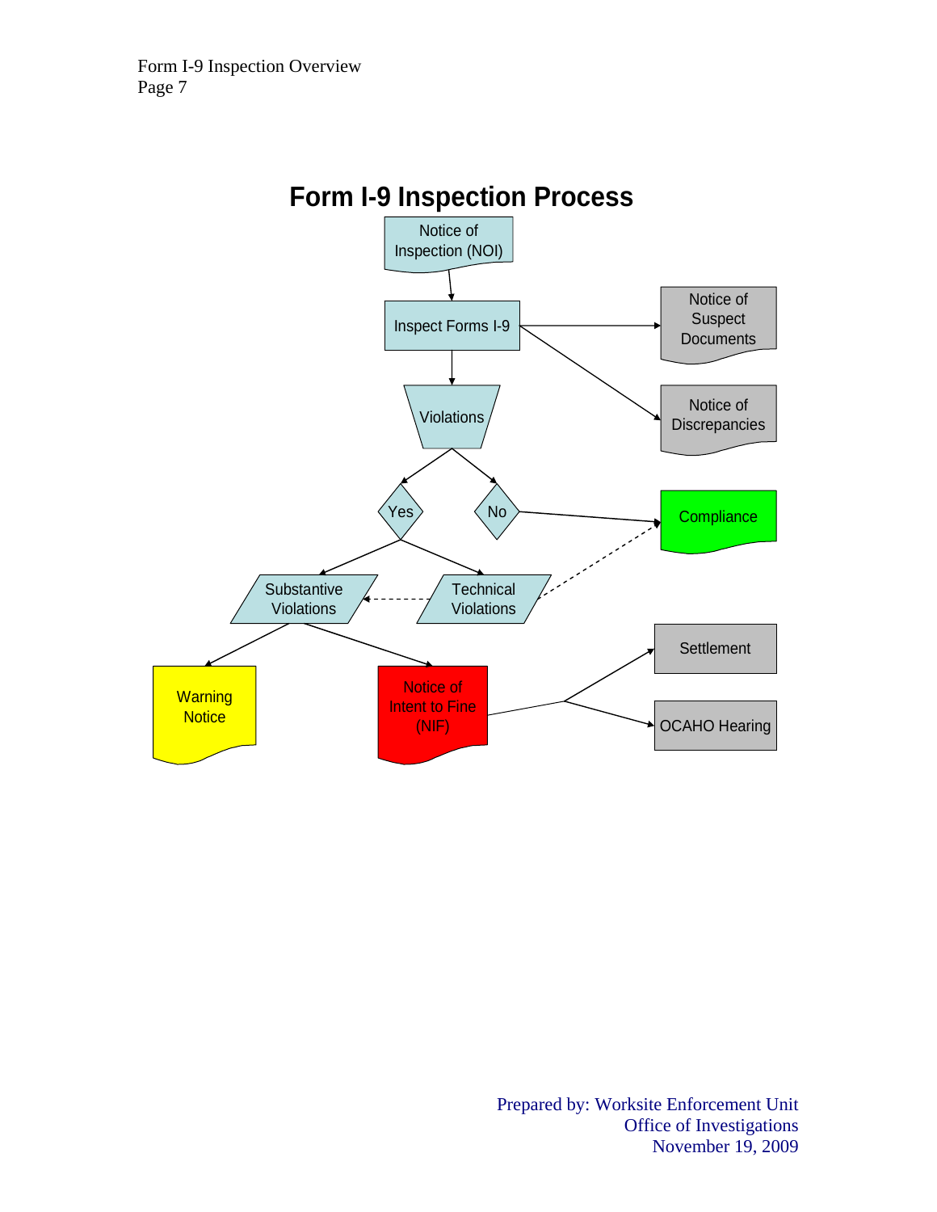# Form I-9 Inspection Process

Notice of Inspection (NOI)

Inspect Forms I-9

Notice of Suspect Documents

Notice of Discrepancies

Violations

Yes

No

Compliance

Substantive Violations

Technical Violations

Warning Notice

Notice of Intent to Fine (NIF)

Settlement

OCAHO Hearing

Prepared by: Worksite Enforcement Unit
Office of Investigations
November 19, 2009